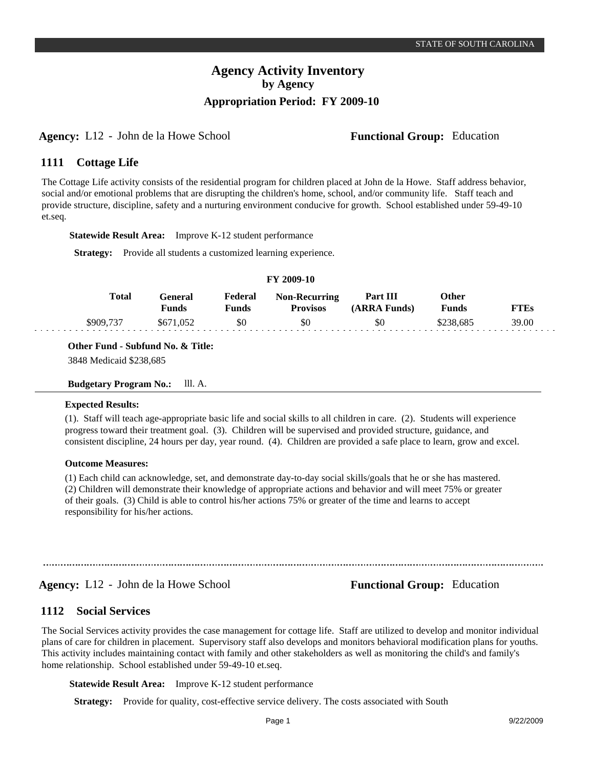STATE OF SOUTH CAROLINA

# Agency Activity Inventory
## by Agency
### Appropriation Period: FY 2009-10

**Agency:** L12 - John de la Howe School **Functional Group:** Education

## 1111 Cottage Life

The Cottage Life activity consists of the residential program for children placed at John de la Howe. Staff address behavior, social and/or emotional problems that are disrupting the children's home, school, and/or community life. Staff teach and provide structure, discipline, safety and a nurturing environment conducive for growth. School established under 59-49-10 et.seq.

**Statewide Result Area:** Improve K-12 student performance

**Strategy:** Provide all students a customized learning experience.

**FY 2009-10**

| Total | General Funds | Federal Funds | Non-Recurring Provisos | Part III (ARRA Funds) | Other Funds | FTEs |
|---|---|---|---|---|---|---|
| $909,737 | $671,052 | $0 | $0 | $0 | $238,685 | 39.00 |

**Other Fund - Subfund No. & Title:**
3848 Medicaid $238,685

**Budgetary Program No.:** lll. A.

**Expected Results:**

(1). Staff will teach age-appropriate basic life and social skills to all children in care. (2). Students will experience progress toward their treatment goal. (3). Children will be supervised and provided structure, guidance, and consistent discipline, 24 hours per day, year round. (4). Children are provided a safe place to learn, grow and excel.

**Outcome Measures:**

(1) Each child can acknowledge, set, and demonstrate day-to-day social skills/goals that he or she has mastered. (2) Children will demonstrate their knowledge of appropriate actions and behavior and will meet 75% or greater of their goals. (3) Child is able to control his/her actions 75% or greater of the time and learns to accept responsibility for his/her actions.

---

**Agency:** L12 - John de la Howe School **Functional Group:** Education

## 1112 Social Services

The Social Services activity provides the case management for cottage life. Staff are utilized to develop and monitor individual plans of care for children in placement. Supervisory staff also develops and monitors behavioral modification plans for youths. This activity includes maintaining contact with family and other stakeholders as well as monitoring the child's and family's home relationship. School established under 59-49-10 et.seq.

**Statewide Result Area:** Improve K-12 student performance

**Strategy:** Provide for quality, cost-effective service delivery. The costs associated with South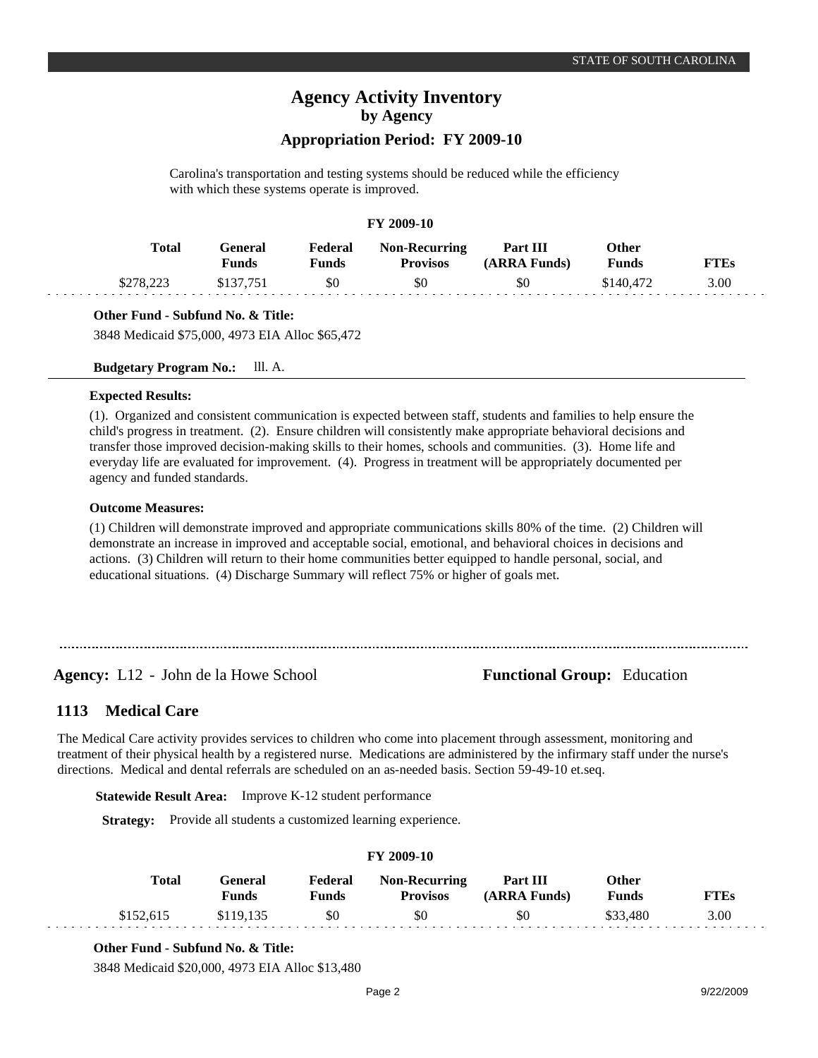Carolina's transportation and testing systems should be reduced while the efficiency with which these systems operate is improved.

**FY 2009-10**

| Total | General Funds | Federal Funds | Non-Recurring Provisos | Part III (ARRA Funds) | Other Funds | FTEs |
|---|---|---|---|---|---|---|
| $278,223 | $137,751 | $0 | $0 | $0 | $140,472 | 3.00 |

**Other Fund - Subfund No. & Title:**

3848 Medicaid $75,000, 4973 EIA Alloc $65,472

**Budgetary Program No.:** lll. A.

**Expected Results:**

(1). Organized and consistent communication is expected between staff, students and families to help ensure the child's progress in treatment. (2). Ensure children will consistently make appropriate behavioral decisions and transfer those improved decision-making skills to their homes, schools and communities. (3). Home life and everyday life are evaluated for improvement. (4). Progress in treatment will be appropriately documented per agency and funded standards.

**Outcome Measures:**

(1) Children will demonstrate improved and appropriate communications skills 80% of the time. (2) Children will demonstrate an increase in improved and acceptable social, emotional, and behavioral choices in decisions and actions. (3) Children will return to their home communities better equipped to handle personal, social, and educational situations. (4) Discharge Summary will reflect 75% or higher of goals met.

---

**Agency:** L12 - John de la Howe School **Functional Group:** Education

## 1113 Medical Care

The Medical Care activity provides services to children who come into placement through assessment, monitoring and treatment of their physical health by a registered nurse. Medications are administered by the infirmary staff under the nurse's directions. Medical and dental referrals are scheduled on an as-needed basis. Section 59-49-10 et.seq.

**Statewide Result Area:** Improve K-12 student performance

**Strategy:** Provide all students a customized learning experience.

**FY 2009-10**

| Total | General Funds | Federal Funds | Non-Recurring Provisos | Part III (ARRA Funds) | Other Funds | FTEs |
|---|---|---|---|---|---|---|
| $152,615 | $119,135 | $0 | $0 | $0 | $33,480 | 3.00 |

**Other Fund - Subfund No. & Title:**

3848 Medicaid $20,000, 4973 EIA Alloc $13,480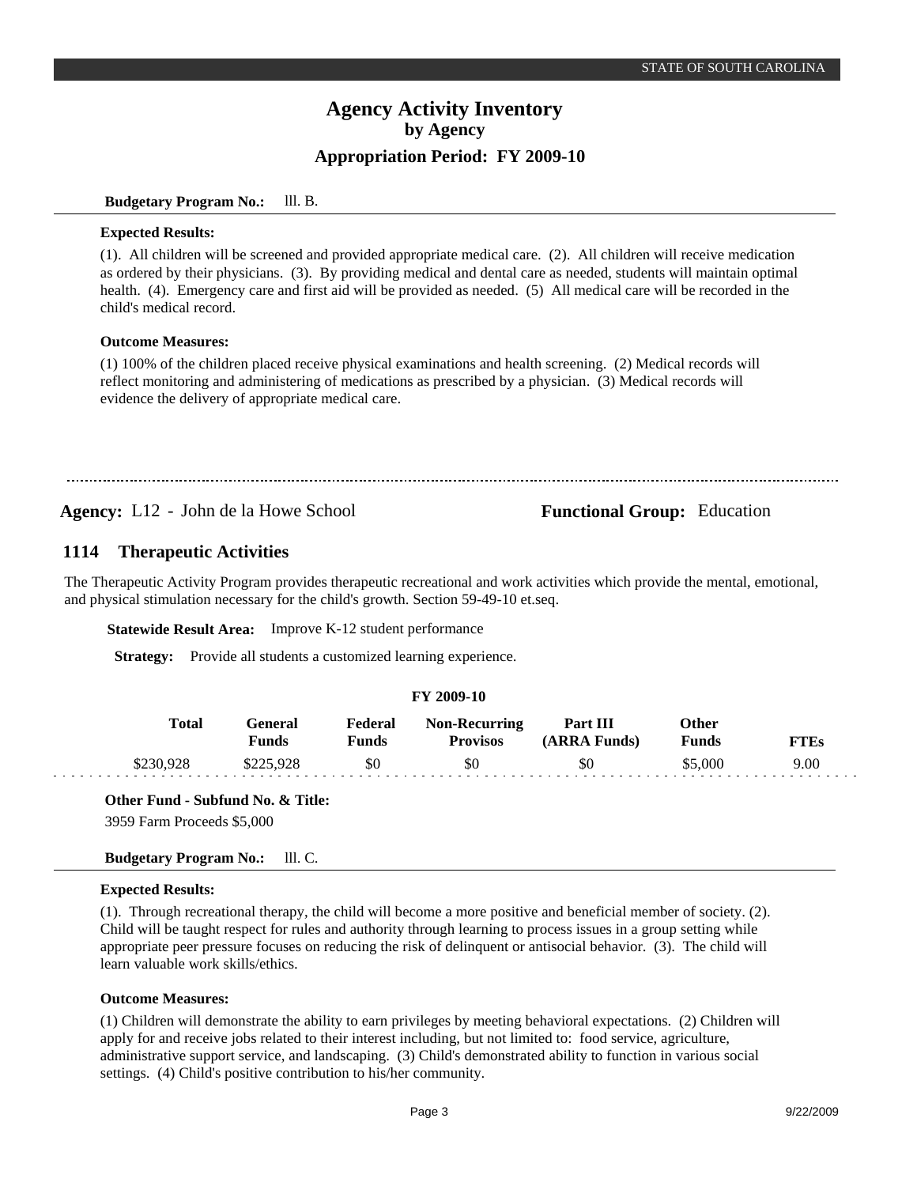**Budgetary Program No.:** lll. B.

**Expected Results:**

(1). All children will be screened and provided appropriate medical care. (2). All children will receive medication as ordered by their physicians. (3). By providing medical and dental care as needed, students will maintain optimal health. (4). Emergency care and first aid will be provided as needed. (5) All medical care will be recorded in the child's medical record.

**Outcome Measures:**

(1) 100% of the children placed receive physical examinations and health screening. (2) Medical records will reflect monitoring and administering of medications as prescribed by a physician. (3) Medical records will evidence the delivery of appropriate medical care.

---

**Agency:** L12 - John de la Howe School **Functional Group:** Education

## 1114 Therapeutic Activities

The Therapeutic Activity Program provides therapeutic recreational and work activities which provide the mental, emotional, and physical stimulation necessary for the child's growth. Section 59-49-10 et.seq.

**Statewide Result Area:** Improve K-12 student performance

**Strategy:** Provide all students a customized learning experience.

**FY 2009-10**

| Total | General Funds | Federal Funds | Non-Recurring Provisos | Part III (ARRA Funds) | Other Funds | FTEs |
|---|---|---|---|---|---|---|
| $230,928 | $225,928 | $0 | $0 | $0 | $5,000 | 9.00 |

**Other Fund - Subfund No. & Title:**

3959 Farm Proceeds $5,000

**Budgetary Program No.:** lll. C.

**Expected Results:**

(1). Through recreational therapy, the child will become a more positive and beneficial member of society. (2). Child will be taught respect for rules and authority through learning to process issues in a group setting while appropriate peer pressure focuses on reducing the risk of delinquent or antisocial behavior. (3). The child will learn valuable work skills/ethics.

**Outcome Measures:**

(1) Children will demonstrate the ability to earn privileges by meeting behavioral expectations. (2) Children will apply for and receive jobs related to their interest including, but not limited to: food service, agriculture, administrative support service, and landscaping. (3) Child's demonstrated ability to function in various social settings. (4) Child's positive contribution to his/her community.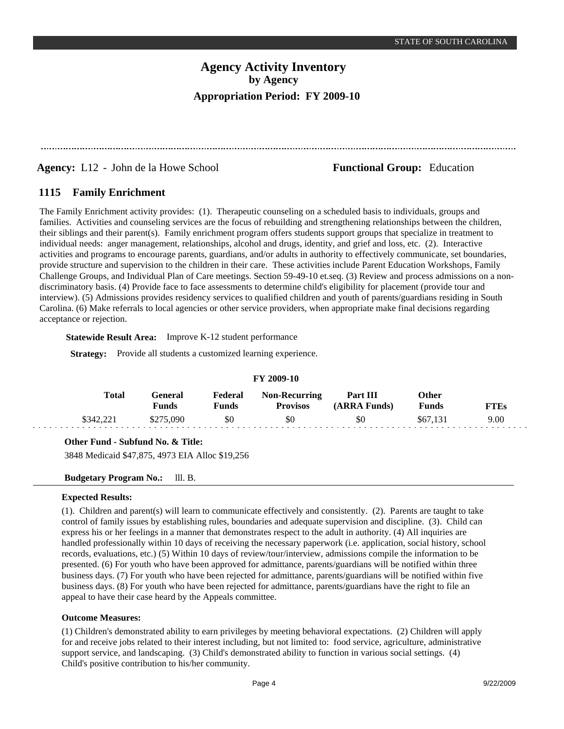# Agency Activity Inventory

## by Agency

## Appropriation Period: FY 2009-10

**Agency:** L12 - John de la Howe School **Functional Group:** Education

### 1115 Family Enrichment

The Family Enrichment activity provides: (1). Therapeutic counseling on a scheduled basis to individuals, groups and families. Activities and counseling services are the focus of rebuilding and strengthening relationships between the children, their siblings and their parent(s). Family enrichment program offers students support groups that specialize in treatment to individual needs: anger management, relationships, alcohol and drugs, identity, and grief and loss, etc. (2). Interactive activities and programs to encourage parents, guardians, and/or adults in authority to effectively communicate, set boundaries, provide structure and supervision to the children in their care. These activities include Parent Education Workshops, Family Challenge Groups, and Individual Plan of Care meetings. Section 59-49-10 et.seq. (3) Review and process admissions on a non-discriminatory basis. (4) Provide face to face assessments to determine child's eligibility for placement (provide tour and interview). (5) Admissions provides residency services to qualified children and youth of parents/guardians residing in South Carolina. (6) Make referrals to local agencies or other service providers, when appropriate make final decisions regarding acceptance or rejection.

**Statewide Result Area:** Improve K-12 student performance

**Strategy:** Provide all students a customized learning experience.

**FY 2009-10**

| Total | General Funds | Federal Funds | Non-Recurring Provisos | Part III (ARRA Funds) | Other Funds | FTEs |
|---|---|---|---|---|---|---|
| $342,221 | $275,090 | $0 | $0 | $0 | $67,131 | 9.00 |

**Other Fund - Subfund No. & Title:**

3848 Medicaid $47,875, 4973 EIA Alloc $19,256

**Budgetary Program No.:** lll. B.

**Expected Results:**

(1). Children and parent(s) will learn to communicate effectively and consistently. (2). Parents are taught to take control of family issues by establishing rules, boundaries and adequate supervision and discipline. (3). Child can express his or her feelings in a manner that demonstrates respect to the adult in authority. (4) All inquiries are handled professionally within 10 days of receiving the necessary paperwork (i.e. application, social history, school records, evaluations, etc.) (5) Within 10 days of review/tour/interview, admissions compile the information to be presented. (6) For youth who have been approved for admittance, parents/guardians will be notified within three business days. (7) For youth who have been rejected for admittance, parents/guardians will be notified within five business days. (8) For youth who have been rejected for admittance, parents/guardians have the right to file an appeal to have their case heard by the Appeals committee.

**Outcome Measures:**

(1) Children's demonstrated ability to earn privileges by meeting behavioral expectations. (2) Children will apply for and receive jobs related to their interest including, but not limited to: food service, agriculture, administrative support service, and landscaping. (3) Child's demonstrated ability to function in various social settings. (4) Child's positive contribution to his/her community.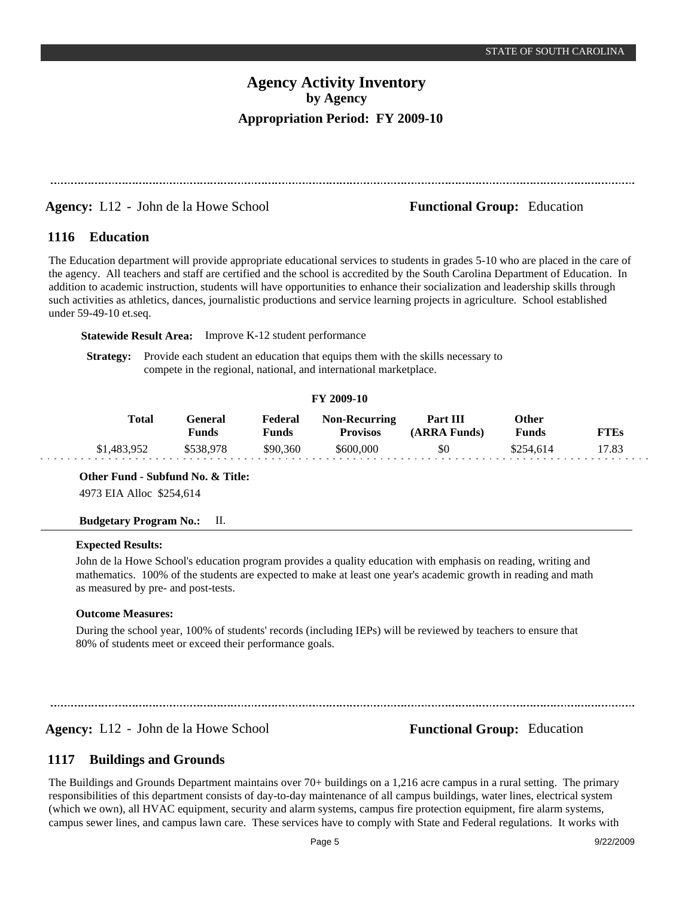# Agency Activity Inventory
## by Agency
### Appropriation Period: FY 2009-10

**Agency:** L12 - John de la Howe School **Functional Group:** Education

## 1116 Education

The Education department will provide appropriate educational services to students in grades 5-10 who are placed in the care of the agency. All teachers and staff are certified and the school is accredited by the South Carolina Department of Education. In addition to academic instruction, students will have opportunities to enhance their socialization and leadership skills through such activities as athletics, dances, journalistic productions and service learning projects in agriculture. School established under 59-49-10 et.seq.

**Statewide Result Area:** Improve K-12 student performance

**Strategy:** Provide each student an education that equips them with the skills necessary to compete in the regional, national, and international marketplace.

**FY 2009-10**

| Total | General Funds | Federal Funds | Non-Recurring Provisos | Part III (ARRA Funds) | Other Funds | FTEs |
|---|---|---|---|---|---|---|
| $1,483,952 | $538,978 | $90,360 | $600,000 | $0 | $254,614 | 17.83 |

**Other Fund - Subfund No. & Title:**
4973 EIA Alloc $254,614

**Budgetary Program No.:** II.

**Expected Results:**
John de la Howe School's education program provides a quality education with emphasis on reading, writing and mathematics. 100% of the students are expected to make at least one year's academic growth in reading and math as measured by pre- and post-tests.

**Outcome Measures:**
During the school year, 100% of students' records (including IEPs) will be reviewed by teachers to ensure that 80% of students meet or exceed their performance goals.

**Agency:** L12 - John de la Howe School **Functional Group:** Education

## 1117 Buildings and Grounds

The Buildings and Grounds Department maintains over 70+ buildings on a 1,216 acre campus in a rural setting. The primary responsibilities of this department consists of day-to-day maintenance of all campus buildings, water lines, electrical system (which we own), all HVAC equipment, security and alarm systems, campus fire protection equipment, fire alarm systems, campus sewer lines, and campus lawn care. These services have to comply with State and Federal regulations. It works with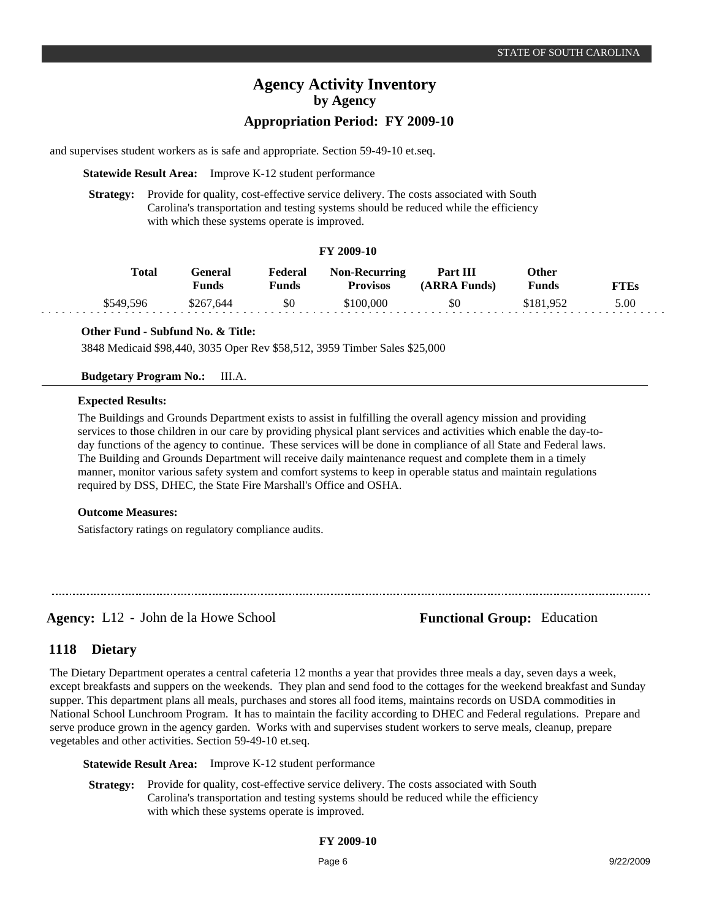and supervises student workers as is safe and appropriate. Section 59-49-10 et.seq.

**Statewide Result Area:** Improve K-12 student performance

**Strategy:** Provide for quality, cost-effective service delivery. The costs associated with South Carolina's transportation and testing systems should be reduced while the efficiency with which these systems operate is improved.

**FY 2009-10**

| Total | General Funds | Federal Funds | Non-Recurring Provisos | Part III (ARRA Funds) | Other Funds | FTEs |
|---|---|---|---|---|---|---|
| $549,596 | $267,644 | $0 | $100,000 | $0 | $181,952 | 5.00 |

**Other Fund - Subfund No. & Title:**

3848 Medicaid $98,440, 3035 Oper Rev $58,512, 3959 Timber Sales $25,000

**Budgetary Program No.:** III.A.

**Expected Results:**

The Buildings and Grounds Department exists to assist in fulfilling the overall agency mission and providing services to those children in our care by providing physical plant services and activities which enable the day-to-day functions of the agency to continue. These services will be done in compliance of all State and Federal laws. The Building and Grounds Department will receive daily maintenance request and complete them in a timely manner, monitor various safety system and comfort systems to keep in operable status and maintain regulations required by DSS, DHEC, the State Fire Marshall's Office and OSHA.

**Outcome Measures:**

Satisfactory ratings on regulatory compliance audits.

---

**Agency:** L12 - John de la Howe School **Functional Group:** Education

## 1118 Dietary

The Dietary Department operates a central cafeteria 12 months a year that provides three meals a day, seven days a week, except breakfasts and suppers on the weekends. They plan and send food to the cottages for the weekend breakfast and Sunday supper. This department plans all meals, purchases and stores all food items, maintains records on USDA commodities in National School Lunchroom Program. It has to maintain the facility according to DHEC and Federal regulations. Prepare and serve produce grown in the agency garden. Works with and supervises student workers to serve meals, cleanup, prepare vegetables and other activities. Section 59-49-10 et.seq.

**Statewide Result Area:** Improve K-12 student performance

**Strategy:** Provide for quality, cost-effective service delivery. The costs associated with South Carolina's transportation and testing systems should be reduced while the efficiency with which these systems operate is improved.

**FY 2009-10**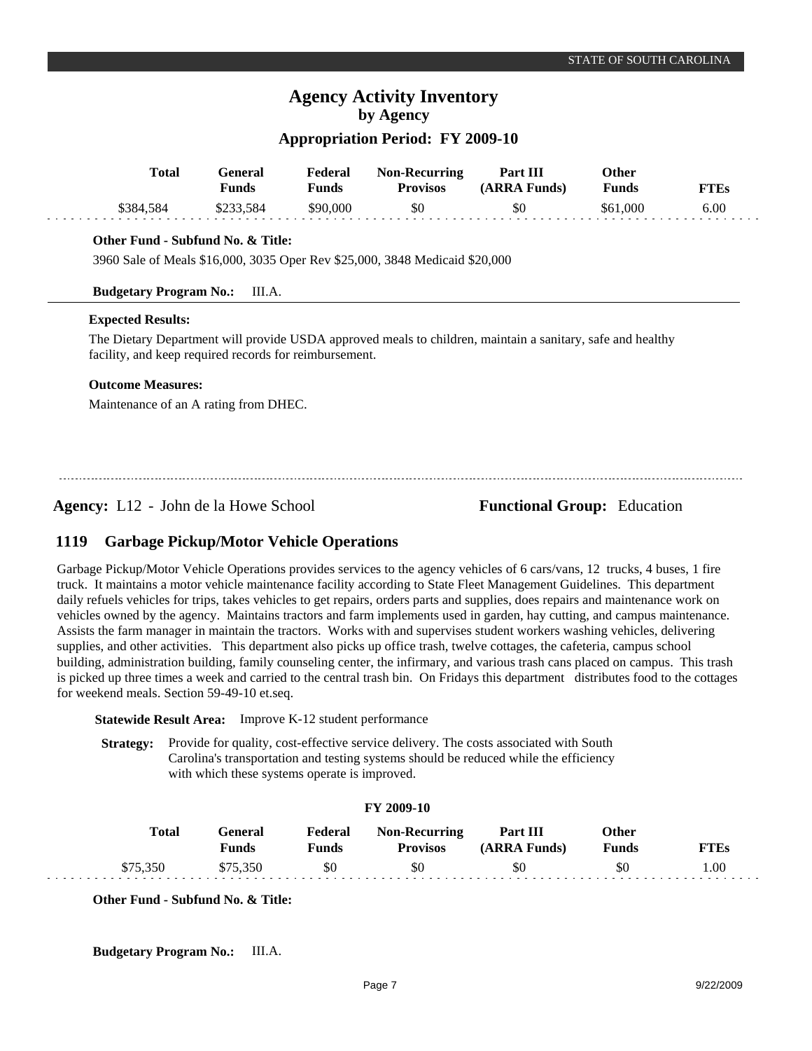| Total | General Funds | Federal Funds | Non-Recurring Provisos | Part III (ARRA Funds) | Other Funds | FTEs |
|---|---|---|---|---|---|---|
| $384,584 | $233,584 | $90,000 | $0 | $0 | $61,000 | 6.00 |

**Other Fund - Subfund No. & Title:**

3960 Sale of Meals $16,000, 3035 Oper Rev $25,000, 3848 Medicaid $20,000

**Budgetary Program No.:** III.A.

**Expected Results:**

The Dietary Department will provide USDA approved meals to children, maintain a sanitary, safe and healthy facility, and keep required records for reimbursement.

**Outcome Measures:**

Maintenance of an A rating from DHEC.

---

**Agency:** L12 - John de la Howe School **Functional Group:** Education

## 1119 Garbage Pickup/Motor Vehicle Operations

Garbage Pickup/Motor Vehicle Operations provides services to the agency vehicles of 6 cars/vans, 12 trucks, 4 buses, 1 fire truck. It maintains a motor vehicle maintenance facility according to State Fleet Management Guidelines. This department daily refuels vehicles for trips, takes vehicles to get repairs, orders parts and supplies, does repairs and maintenance work on vehicles owned by the agency. Maintains tractors and farm implements used in garden, hay cutting, and campus maintenance. Assists the farm manager in maintain the tractors. Works with and supervises student workers washing vehicles, delivering supplies, and other activities. This department also picks up office trash, twelve cottages, the cafeteria, campus school building, administration building, family counseling center, the infirmary, and various trash cans placed on campus. This trash is picked up three times a week and carried to the central trash bin. On Fridays this department distributes food to the cottages for weekend meals. Section 59-49-10 et.seq.

**Statewide Result Area:** Improve K-12 student performance

**Strategy:** Provide for quality, cost-effective service delivery. The costs associated with South Carolina's transportation and testing systems should be reduced while the efficiency with which these systems operate is improved.

**FY 2009-10**

| Total | General Funds | Federal Funds | Non-Recurring Provisos | Part III (ARRA Funds) | Other Funds | FTEs |
|---|---|---|---|---|---|---|
| $75,350 | $75,350 | $0 | $0 | $0 | $0 | 1.00 |

**Other Fund - Subfund No. & Title:**

**Budgetary Program No.:** III.A.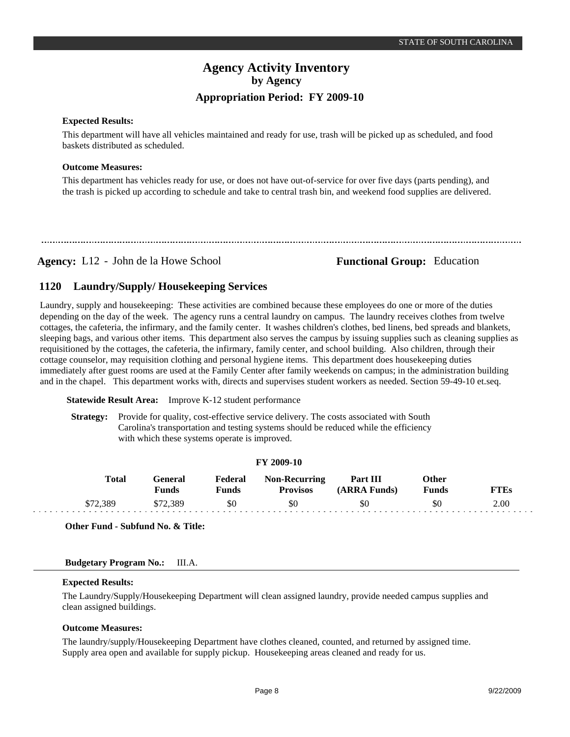**Expected Results:**

This department will have all vehicles maintained and ready for use, trash will be picked up as scheduled, and food baskets distributed as scheduled.

**Outcome Measures:**

This department has vehicles ready for use, or does not have out-of-service for over five days (parts pending), and the trash is picked up according to schedule and take to central trash bin, and weekend food supplies are delivered.

---

**Agency:** L12 - John de la Howe School **Functional Group:** Education

## 1120 Laundry/Supply/ Housekeeping Services

Laundry, supply and housekeeping: These activities are combined because these employees do one or more of the duties depending on the day of the week. The agency runs a central laundry on campus. The laundry receives clothes from twelve cottages, the cafeteria, the infirmary, and the family center. It washes children's clothes, bed linens, bed spreads and blankets, sleeping bags, and various other items. This department also serves the campus by issuing supplies such as cleaning supplies as requisitioned by the cottages, the cafeteria, the infirmary, family center, and school building. Also children, through their cottage counselor, may requisition clothing and personal hygiene items. This department does housekeeping duties immediately after guest rooms are used at the Family Center after family weekends on campus; in the administration building and in the chapel. This department works with, directs and supervises student workers as needed. Section 59-49-10 et.seq.

**Statewide Result Area:** Improve K-12 student performance

**Strategy:** Provide for quality, cost-effective service delivery. The costs associated with South Carolina's transportation and testing systems should be reduced while the efficiency with which these systems operate is improved.

**FY 2009-10**

| Total | General Funds | Federal Funds | Non-Recurring Provisos | Part III (ARRA Funds) | Other Funds | FTEs |
|---|---|---|---|---|---|---|
| $72,389 | $72,389 | $0 | $0 | $0 | $0 | 2.00 |

**Other Fund - Subfund No. & Title:**

**Budgetary Program No.:** III.A.

**Expected Results:**

The Laundry/Supply/Housekeeping Department will clean assigned laundry, provide needed campus supplies and clean assigned buildings.

**Outcome Measures:**

The laundry/supply/Housekeeping Department have clothes cleaned, counted, and returned by assigned time. Supply area open and available for supply pickup. Housekeeping areas cleaned and ready for us.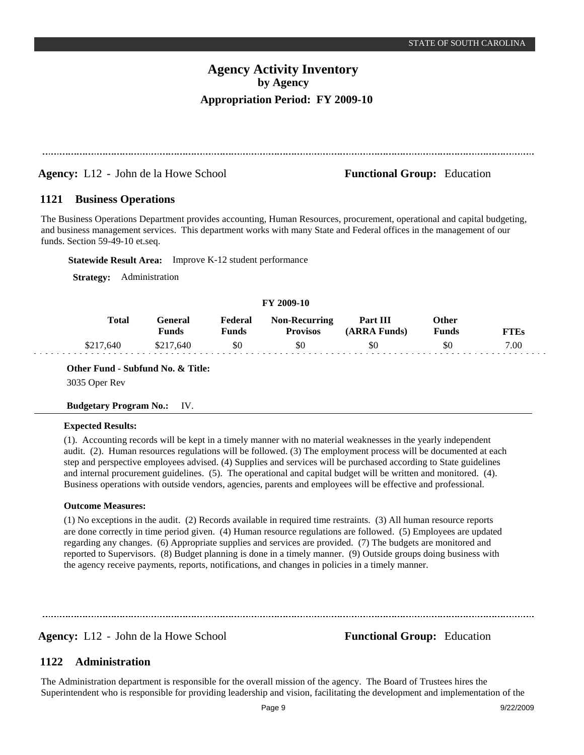**Agency:** L12 - John de la Howe School **Functional Group:** Education

## 1121 Business Operations

The Business Operations Department provides accounting, Human Resources, procurement, operational and capital budgeting, and business management services. This department works with many State and Federal offices in the management of our funds. Section 59-49-10 et.seq.

**Statewide Result Area:** Improve K-12 student performance

**Strategy:** Administration

**FY 2009-10**

| Total | General Funds | Federal Funds | Non-Recurring Provisos | Part III (ARRA Funds) | Other Funds | FTEs |
|---|---|---|---|---|---|---|
| $217,640 | $217,640 | $0 | $0 | $0 | $0 | 7.00 |

**Other Fund - Subfund No. & Title:**

3035 Oper Rev

**Budgetary Program No.:** IV.

**Expected Results:**

(1). Accounting records will be kept in a timely manner with no material weaknesses in the yearly independent audit. (2). Human resources regulations will be followed. (3) The employment process will be documented at each step and perspective employees advised. (4) Supplies and services will be purchased according to State guidelines and internal procurement guidelines. (5). The operational and capital budget will be written and monitored. (4). Business operations with outside vendors, agencies, parents and employees will be effective and professional.

**Outcome Measures:**

(1) No exceptions in the audit. (2) Records available in required time restraints. (3) All human resource reports are done correctly in time period given. (4) Human resource regulations are followed. (5) Employees are updated regarding any changes. (6) Appropriate supplies and services are provided. (7) The budgets are monitored and reported to Supervisors. (8) Budget planning is done in a timely manner. (9) Outside groups doing business with the agency receive payments, reports, notifications, and changes in policies in a timely manner.

**Agency:** L12 - John de la Howe School **Functional Group:** Education

## 1122 Administration

The Administration department is responsible for the overall mission of the agency. The Board of Trustees hires the Superintendent who is responsible for providing leadership and vision, facilitating the development and implementation of the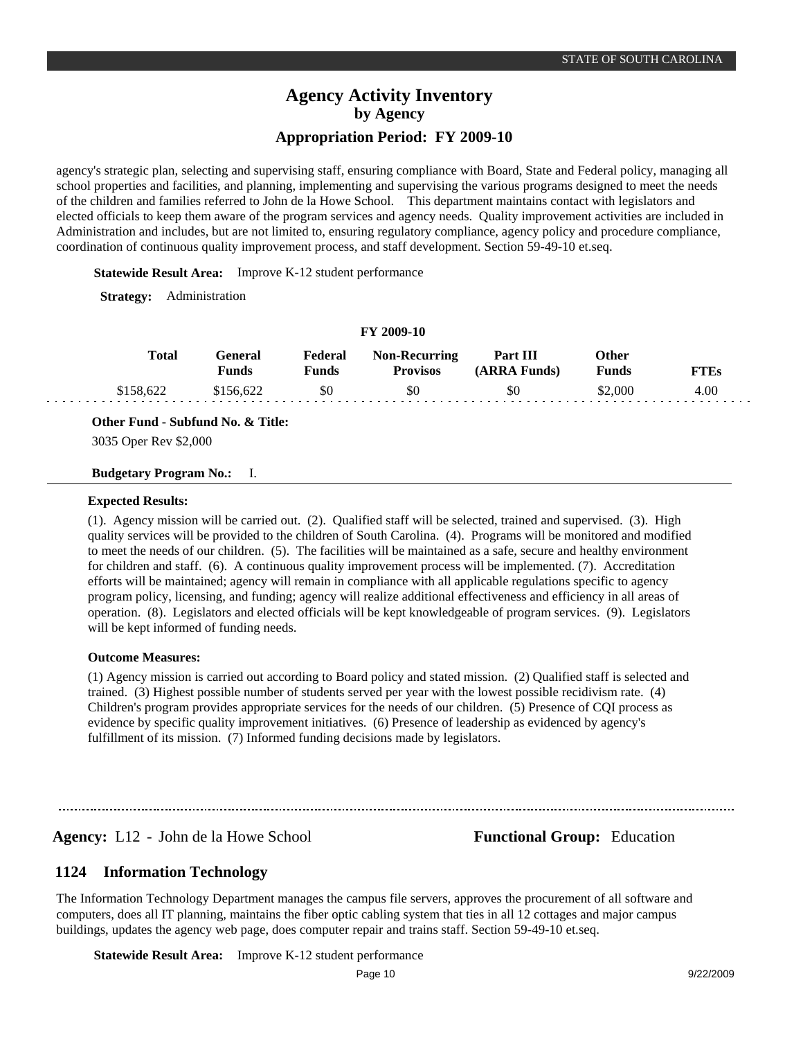agency's strategic plan, selecting and supervising staff, ensuring compliance with Board, State and Federal policy, managing all school properties and facilities, and planning, implementing and supervising the various programs designed to meet the needs of the children and families referred to John de la Howe School. This department maintains contact with legislators and elected officials to keep them aware of the program services and agency needs. Quality improvement activities are included in Administration and includes, but are not limited to, ensuring regulatory compliance, agency policy and procedure compliance, coordination of continuous quality improvement process, and staff development. Section 59-49-10 et.seq.

**Statewide Result Area:** Improve K-12 student performance

**Strategy:** Administration

**FY 2009-10**

| Total | General Funds | Federal Funds | Non-Recurring Provisos | Part III (ARRA Funds) | Other Funds | FTEs |
|---|---|---|---|---|---|---|
| $158,622 | $156,622 | $0 | $0 | $0 | $2,000 | 4.00 |

**Other Fund - Subfund No. & Title:**

3035 Oper Rev $2,000

**Budgetary Program No.:** I.

**Expected Results:**

(1). Agency mission will be carried out. (2). Qualified staff will be selected, trained and supervised. (3). High quality services will be provided to the children of South Carolina. (4). Programs will be monitored and modified to meet the needs of our children. (5). The facilities will be maintained as a safe, secure and healthy environment for children and staff. (6). A continuous quality improvement process will be implemented. (7). Accreditation efforts will be maintained; agency will remain in compliance with all applicable regulations specific to agency program policy, licensing, and funding; agency will realize additional effectiveness and efficiency in all areas of operation. (8). Legislators and elected officials will be kept knowledgeable of program services. (9). Legislators will be kept informed of funding needs.

**Outcome Measures:**

(1) Agency mission is carried out according to Board policy and stated mission. (2) Qualified staff is selected and trained. (3) Highest possible number of students served per year with the lowest possible recidivism rate. (4) Children's program provides appropriate services for the needs of our children. (5) Presence of CQI process as evidence by specific quality improvement initiatives. (6) Presence of leadership as evidenced by agency's fulfillment of its mission. (7) Informed funding decisions made by legislators.

---

**Agency:** L12 - John de la Howe School **Functional Group:** Education

## 1124 Information Technology

The Information Technology Department manages the campus file servers, approves the procurement of all software and computers, does all IT planning, maintains the fiber optic cabling system that ties in all 12 cottages and major campus buildings, updates the agency web page, does computer repair and trains staff. Section 59-49-10 et.seq.

**Statewide Result Area:** Improve K-12 student performance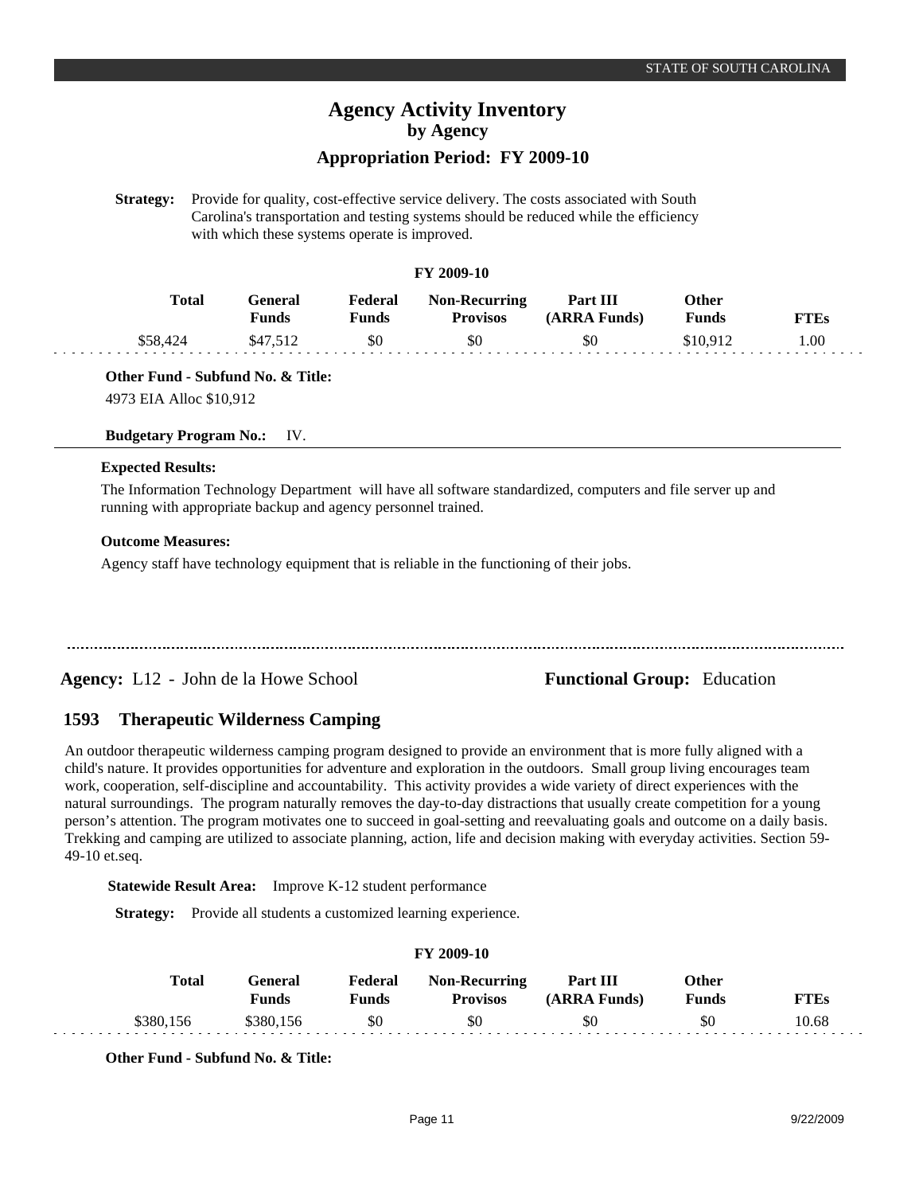**Strategy:** Provide for quality, cost-effective service delivery. The costs associated with South Carolina's transportation and testing systems should be reduced while the efficiency with which these systems operate is improved.

**FY 2009-10**

| Total | General Funds | Federal Funds | Non-Recurring Provisos | Part III (ARRA Funds) | Other Funds | FTEs |
|---|---|---|---|---|---|---|
| $58,424 | $47,512 | $0 | $0 | $0 | $10,912 | 1.00 |

**Other Fund - Subfund No. & Title:**

4973 EIA Alloc $10,912

**Budgetary Program No.:** IV.

**Expected Results:**

The Information Technology Department will have all software standardized, computers and file server up and running with appropriate backup and agency personnel trained.

**Outcome Measures:**

Agency staff have technology equipment that is reliable in the functioning of their jobs.

---

**Agency:** L12 - John de la Howe School **Functional Group:** Education

## 1593 Therapeutic Wilderness Camping

An outdoor therapeutic wilderness camping program designed to provide an environment that is more fully aligned with a child's nature. It provides opportunities for adventure and exploration in the outdoors. Small group living encourages team work, cooperation, self-discipline and accountability. This activity provides a wide variety of direct experiences with the natural surroundings. The program naturally removes the day-to-day distractions that usually create competition for a young person's attention. The program motivates one to succeed in goal-setting and reevaluating goals and outcome on a daily basis. Trekking and camping are utilized to associate planning, action, life and decision making with everyday activities. Section 59-49-10 et.seq.

**Statewide Result Area:** Improve K-12 student performance

**Strategy:** Provide all students a customized learning experience.

**FY 2009-10**

| Total | General Funds | Federal Funds | Non-Recurring Provisos | Part III (ARRA Funds) | Other Funds | FTEs |
|---|---|---|---|---|---|---|
| $380,156 | $380,156 | $0 | $0 | $0 | $0 | 10.68 |

**Other Fund - Subfund No. & Title:**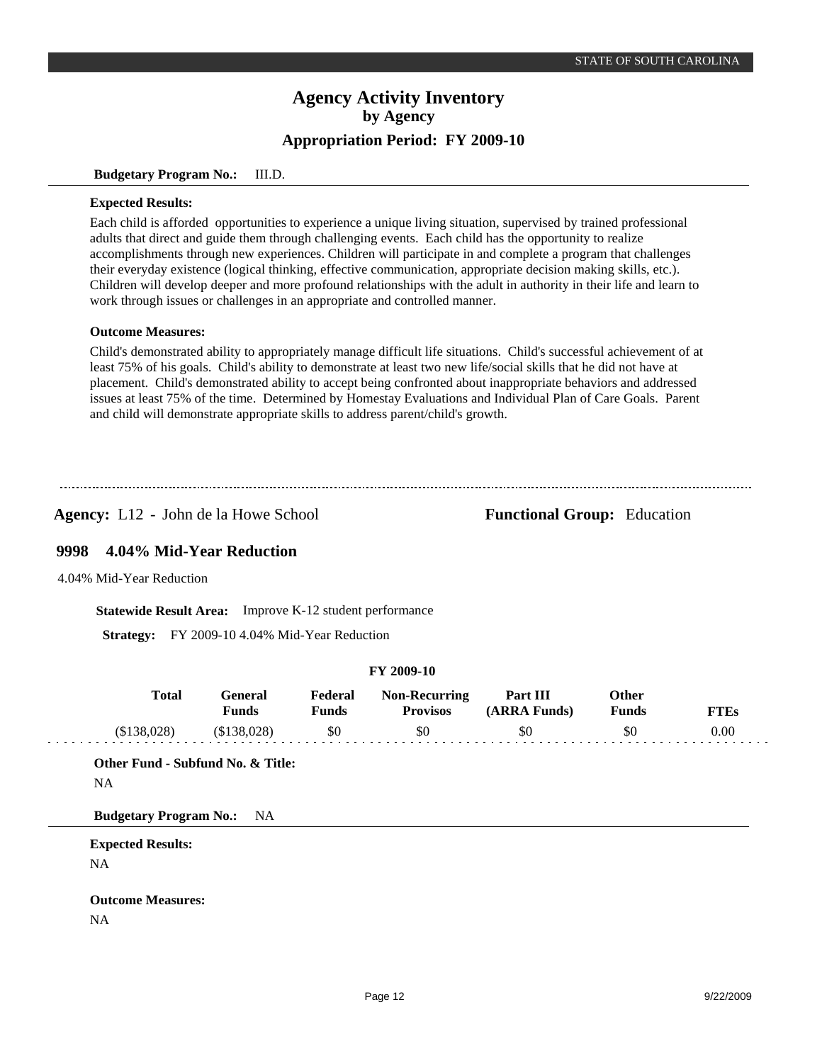**Budgetary Program No.:** III.D.

**Expected Results:**

Each child is afforded opportunities to experience a unique living situation, supervised by trained professional adults that direct and guide them through challenging events. Each child has the opportunity to realize accomplishments through new experiences. Children will participate in and complete a program that challenges their everyday existence (logical thinking, effective communication, appropriate decision making skills, etc.). Children will develop deeper and more profound relationships with the adult in authority in their life and learn to work through issues or challenges in an appropriate and controlled manner.

**Outcome Measures:**

Child's demonstrated ability to appropriately manage difficult life situations. Child's successful achievement of at least 75% of his goals. Child's ability to demonstrate at least two new life/social skills that he did not have at placement. Child's demonstrated ability to accept being confronted about inappropriate behaviors and addressed issues at least 75% of the time. Determined by Homestay Evaluations and Individual Plan of Care Goals. Parent and child will demonstrate appropriate skills to address parent/child's growth.

---

**Agency:** L12 - John de la Howe School **Functional Group:** Education

## 9998 4.04% Mid-Year Reduction

4.04% Mid-Year Reduction

**Statewide Result Area:** Improve K-12 student performance

**Strategy:** FY 2009-10 4.04% Mid-Year Reduction

**FY 2009-10**

| Total | General Funds | Federal Funds | Non-Recurring Provisos | Part III (ARRA Funds) | Other Funds | FTEs |
|---|---|---|---|---|---|---|
| ($138,028) | ($138,028) | $0 | $0 | $0 | $0 | 0.00 |

**Other Fund - Subfund No. & Title:**

NA

**Budgetary Program No.:** NA

**Expected Results:**

NA

**Outcome Measures:**

NA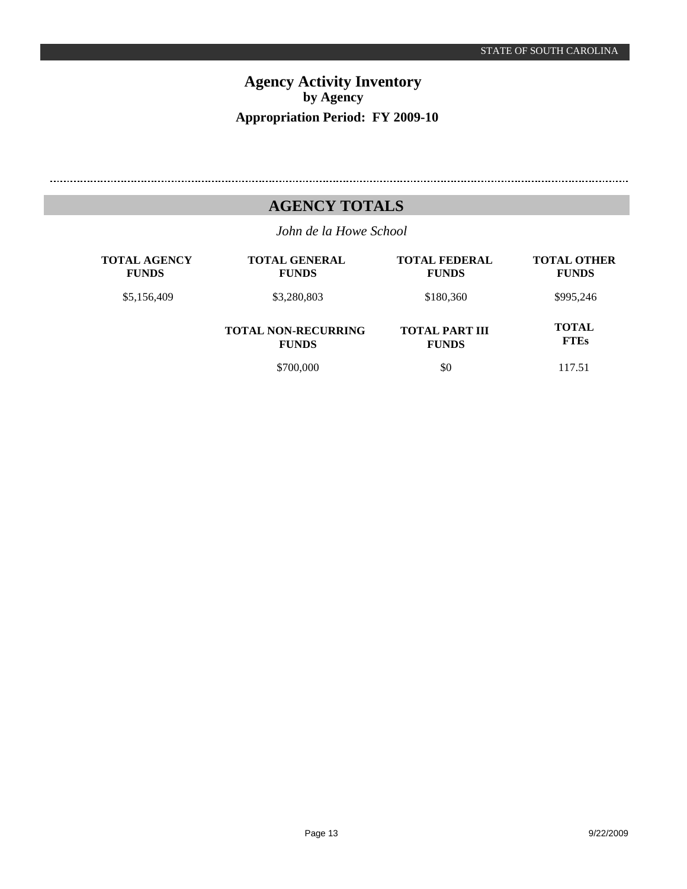# Agency Activity Inventory

**by Agency**

**Appropriation Period: FY 2009-10**

## AGENCY TOTALS

*John de la Howe School*

| TOTAL AGENCY FUNDS | TOTAL GENERAL FUNDS | TOTAL FEDERAL FUNDS | TOTAL OTHER FUNDS |
|---|---|---|---|
| $5,156,409 | $3,280,803 | $180,360 | $995,246 |

| TOTAL NON-RECURRING FUNDS | TOTAL PART III FUNDS | TOTAL FTEs |
|---|---|---|
| $700,000 | $0 | 117.51 |